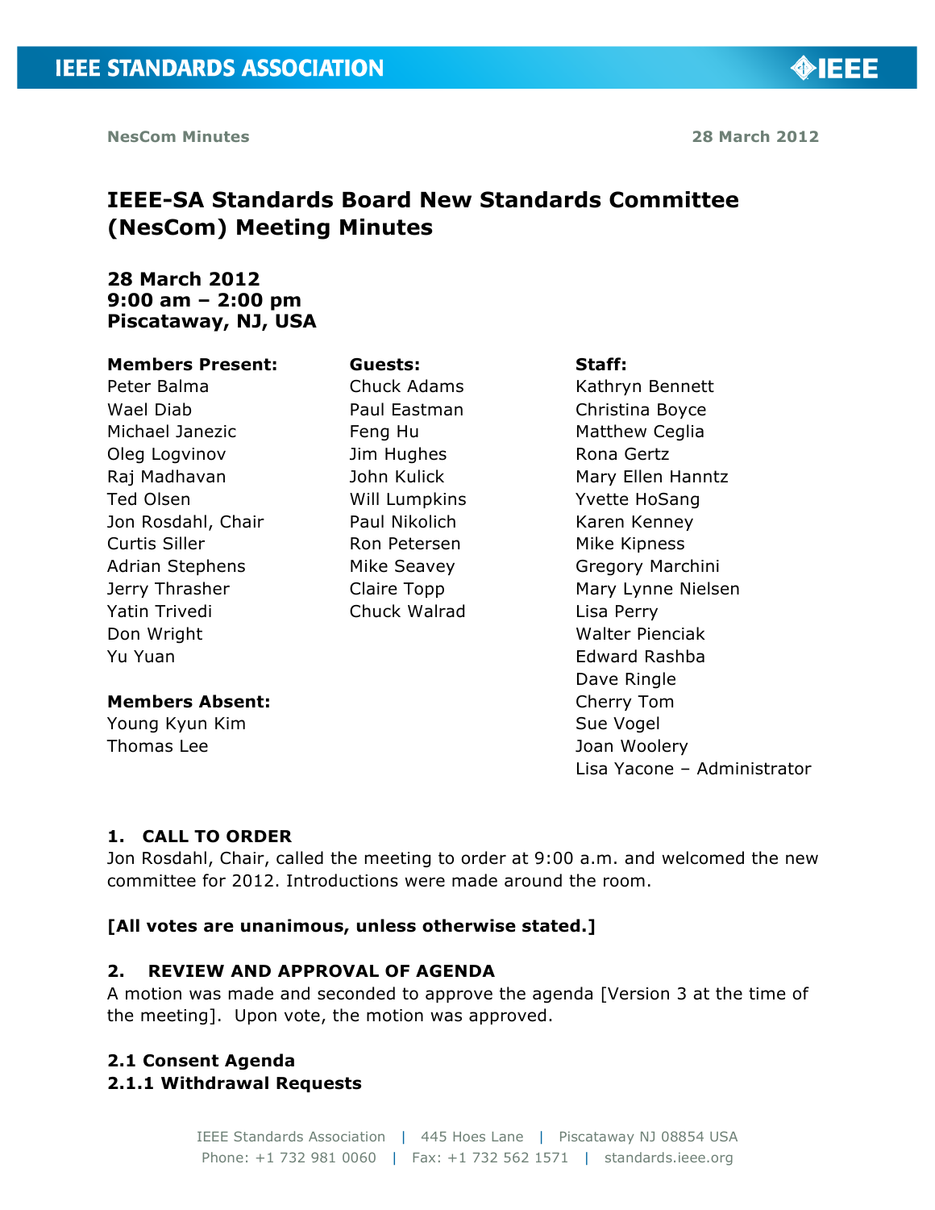NesCom Minutes 28 March 2012

# IEEE-SA Standards Board New Standards Committee (NesCom) Meeting Minutes

**28 March 2012**
**9:00 am – 2:00 pm**
**Piscataway, NJ, USA**

**Members Present:**
Peter Balma
Wael Diab
Michael Janezic
Oleg Logvinov
Raj Madhavan
Ted Olsen
Jon Rosdahl, Chair
Curtis Siller
Adrian Stephens
Jerry Thrasher
Yatin Trivedi
Don Wright
Yu Yuan

**Members Absent:**
Young Kyun Kim
Thomas Lee

**Guests:**
Chuck Adams
Paul Eastman
Feng Hu
Jim Hughes
John Kulick
Will Lumpkins
Paul Nikolich
Ron Petersen
Mike Seavey
Claire Topp
Chuck Walrad

**Staff:**
Kathryn Bennett
Christina Boyce
Matthew Ceglia
Rona Gertz
Mary Ellen Hanntz
Yvette HoSang
Karen Kenney
Mike Kipness
Gregory Marchini
Mary Lynne Nielsen
Lisa Perry
Walter Pienciak
Edward Rashba
Dave Ringle
Cherry Tom
Sue Vogel
Joan Woolery
Lisa Yacone – Administrator

## 1. CALL TO ORDER

Jon Rosdahl, Chair, called the meeting to order at 9:00 a.m. and welcomed the new committee for 2012. Introductions were made around the room.

**[All votes are unanimous, unless otherwise stated.]**

## 2. REVIEW AND APPROVAL OF AGENDA

A motion was made and seconded to approve the agenda [Version 3 at the time of the meeting]. Upon vote, the motion was approved.

### 2.1 Consent Agenda

#### 2.1.1 Withdrawal Requests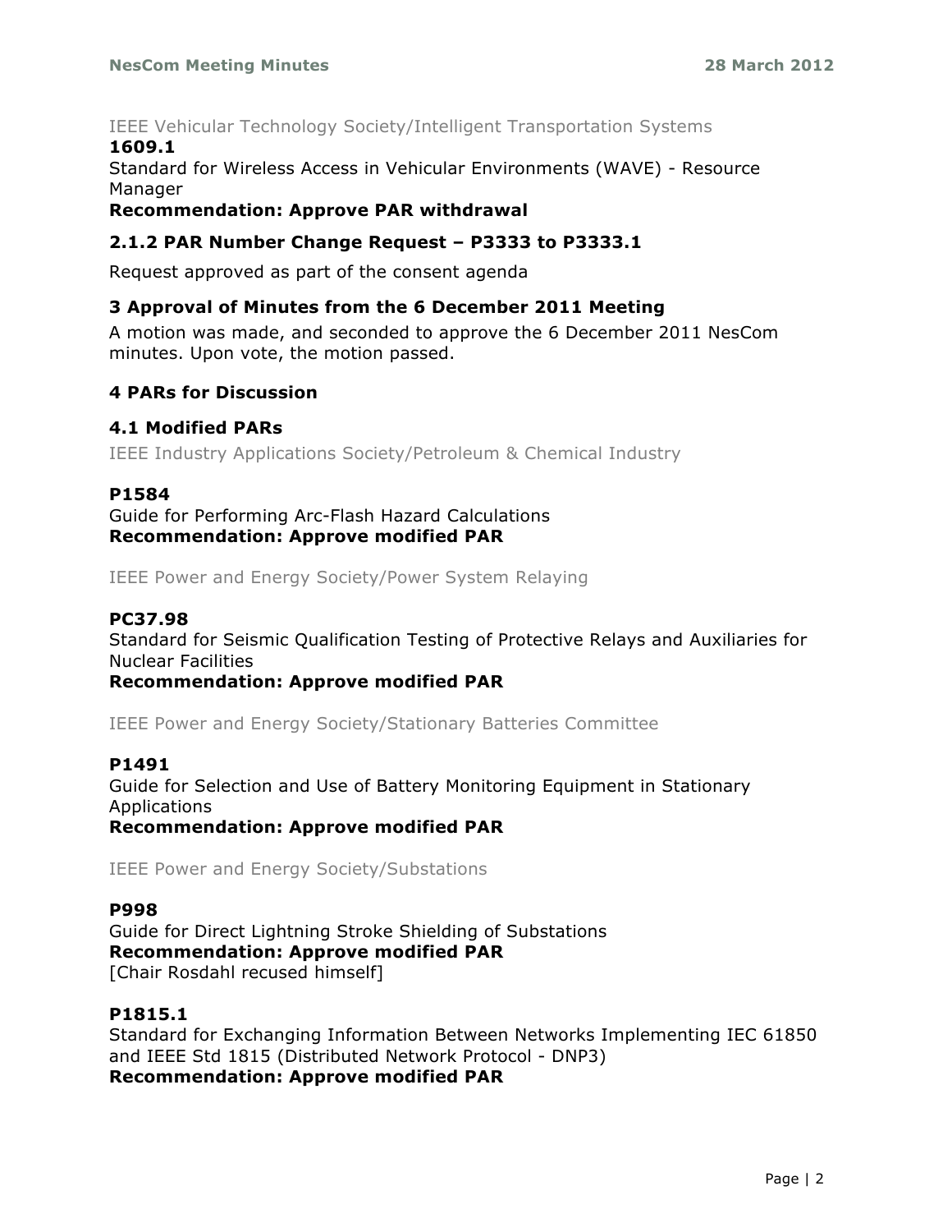IEEE Vehicular Technology Society/Intelligent Transportation Systems

**1609.1**

Standard for Wireless Access in Vehicular Environments (WAVE) - Resource Manager

**Recommendation: Approve PAR withdrawal**

### 2.1.2 PAR Number Change Request – P3333 to P3333.1

Request approved as part of the consent agenda

## 3 Approval of Minutes from the 6 December 2011 Meeting

A motion was made, and seconded to approve the 6 December 2011 NesCom minutes. Upon vote, the motion passed.

## 4 PARs for Discussion

### 4.1 Modified PARs

IEEE Industry Applications Society/Petroleum & Chemical Industry

**P1584**

Guide for Performing Arc-Flash Hazard Calculations

**Recommendation: Approve modified PAR**

IEEE Power and Energy Society/Power System Relaying

**PC37.98**

Standard for Seismic Qualification Testing of Protective Relays and Auxiliaries for Nuclear Facilities

**Recommendation: Approve modified PAR**

IEEE Power and Energy Society/Stationary Batteries Committee

**P1491**

Guide for Selection and Use of Battery Monitoring Equipment in Stationary Applications

**Recommendation: Approve modified PAR**

IEEE Power and Energy Society/Substations

**P998**

Guide for Direct Lightning Stroke Shielding of Substations

**Recommendation: Approve modified PAR**

[Chair Rosdahl recused himself]

**P1815.1**

Standard for Exchanging Information Between Networks Implementing IEC 61850 and IEEE Std 1815 (Distributed Network Protocol - DNP3)

**Recommendation: Approve modified PAR**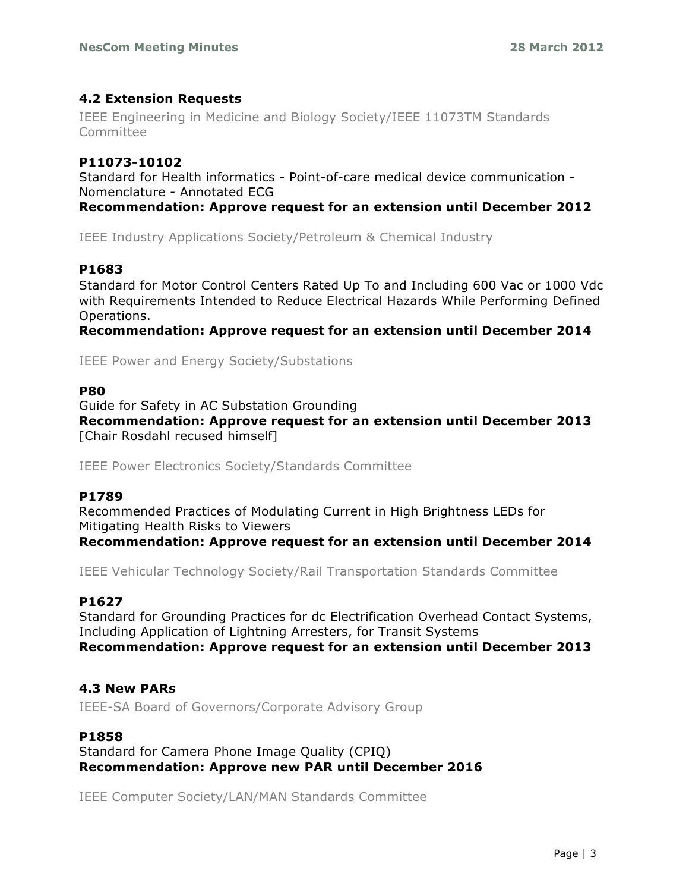### 4.2 Extension Requests

IEEE Engineering in Medicine and Biology Society/IEEE 11073TM Standards Committee

**P11073-10102**
Standard for Health informatics - Point-of-care medical device communication - Nomenclature - Annotated ECG
**Recommendation: Approve request for an extension until December 2012**

IEEE Industry Applications Society/Petroleum & Chemical Industry

**P1683**
Standard for Motor Control Centers Rated Up To and Including 600 Vac or 1000 Vdc with Requirements Intended to Reduce Electrical Hazards While Performing Defined Operations.
**Recommendation: Approve request for an extension until December 2014**

IEEE Power and Energy Society/Substations

**P80**
Guide for Safety in AC Substation Grounding
**Recommendation: Approve request for an extension until December 2013**
[Chair Rosdahl recused himself]

IEEE Power Electronics Society/Standards Committee

**P1789**
Recommended Practices of Modulating Current in High Brightness LEDs for Mitigating Health Risks to Viewers
**Recommendation: Approve request for an extension until December 2014**

IEEE Vehicular Technology Society/Rail Transportation Standards Committee

**P1627**
Standard for Grounding Practices for dc Electrification Overhead Contact Systems, Including Application of Lightning Arresters, for Transit Systems
**Recommendation: Approve request for an extension until December 2013**

### 4.3 New PARs

IEEE-SA Board of Governors/Corporate Advisory Group

**P1858**
Standard for Camera Phone Image Quality (CPIQ)
**Recommendation: Approve new PAR until December 2016**

IEEE Computer Society/LAN/MAN Standards Committee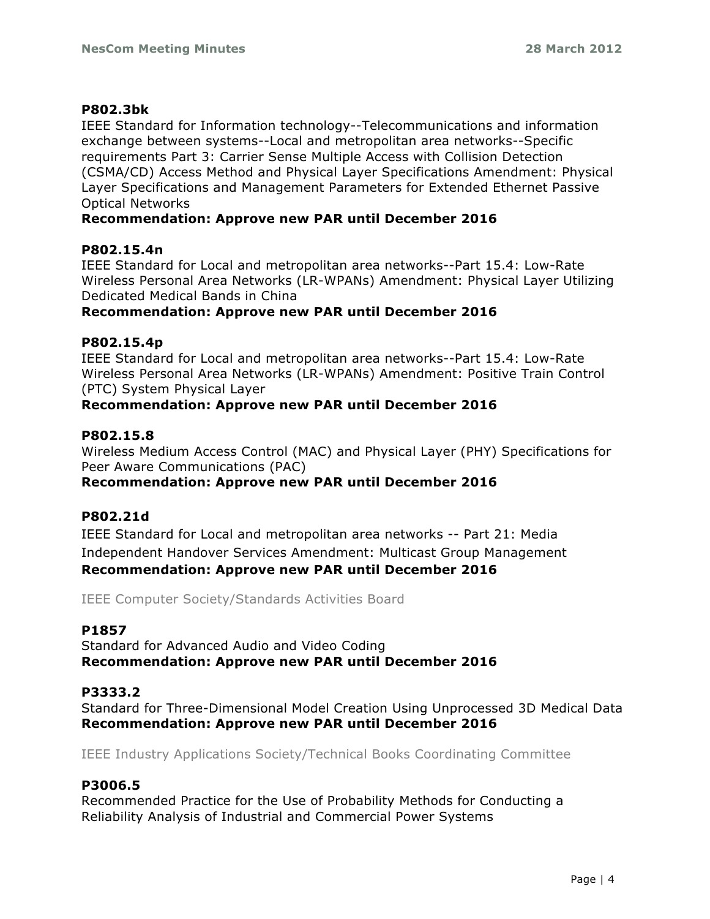**P802.3bk**

IEEE Standard for Information technology--Telecommunications and information exchange between systems--Local and metropolitan area networks--Specific requirements Part 3: Carrier Sense Multiple Access with Collision Detection (CSMA/CD) Access Method and Physical Layer Specifications Amendment: Physical Layer Specifications and Management Parameters for Extended Ethernet Passive Optical Networks

**Recommendation: Approve new PAR until December 2016**

**P802.15.4n**

IEEE Standard for Local and metropolitan area networks--Part 15.4: Low-Rate Wireless Personal Area Networks (LR-WPANs) Amendment: Physical Layer Utilizing Dedicated Medical Bands in China

**Recommendation: Approve new PAR until December 2016**

**P802.15.4p**

IEEE Standard for Local and metropolitan area networks--Part 15.4: Low-Rate Wireless Personal Area Networks (LR-WPANs) Amendment: Positive Train Control (PTC) System Physical Layer

**Recommendation: Approve new PAR until December 2016**

**P802.15.8**

Wireless Medium Access Control (MAC) and Physical Layer (PHY) Specifications for Peer Aware Communications (PAC)

**Recommendation: Approve new PAR until December 2016**

**P802.21d**

IEEE Standard for Local and metropolitan area networks -- Part 21: Media Independent Handover Services Amendment: Multicast Group Management

**Recommendation: Approve new PAR until December 2016**

IEEE Computer Society/Standards Activities Board

**P1857**

Standard for Advanced Audio and Video Coding

**Recommendation: Approve new PAR until December 2016**

**P3333.2**

Standard for Three-Dimensional Model Creation Using Unprocessed 3D Medical Data

**Recommendation: Approve new PAR until December 2016**

IEEE Industry Applications Society/Technical Books Coordinating Committee

**P3006.5**

Recommended Practice for the Use of Probability Methods for Conducting a Reliability Analysis of Industrial and Commercial Power Systems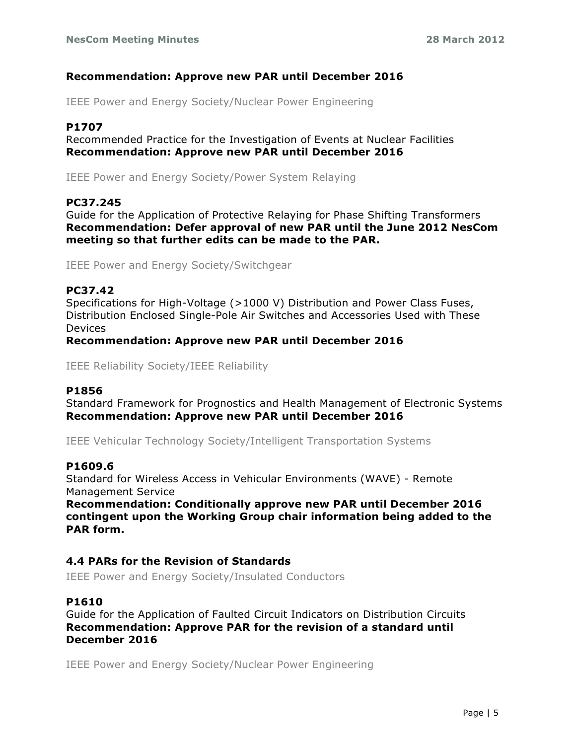**Recommendation: Approve new PAR until December 2016**

IEEE Power and Energy Society/Nuclear Power Engineering

**P1707**
Recommended Practice for the Investigation of Events at Nuclear Facilities
**Recommendation: Approve new PAR until December 2016**

IEEE Power and Energy Society/Power System Relaying

**PC37.245**
Guide for the Application of Protective Relaying for Phase Shifting Transformers
**Recommendation: Defer approval of new PAR until the June 2012 NesCom meeting so that further edits can be made to the PAR.**

IEEE Power and Energy Society/Switchgear

**PC37.42**
Specifications for High-Voltage (>1000 V) Distribution and Power Class Fuses, Distribution Enclosed Single-Pole Air Switches and Accessories Used with These Devices
**Recommendation: Approve new PAR until December 2016**

IEEE Reliability Society/IEEE Reliability

**P1856**
Standard Framework for Prognostics and Health Management of Electronic Systems
**Recommendation: Approve new PAR until December 2016**

IEEE Vehicular Technology Society/Intelligent Transportation Systems

**P1609.6**
Standard for Wireless Access in Vehicular Environments (WAVE) - Remote Management Service
**Recommendation: Conditionally approve new PAR until December 2016 contingent upon the Working Group chair information being added to the PAR form.**

### 4.4 PARs for the Revision of Standards

IEEE Power and Energy Society/Insulated Conductors

**P1610**
Guide for the Application of Faulted Circuit Indicators on Distribution Circuits
**Recommendation: Approve PAR for the revision of a standard until December 2016**

IEEE Power and Energy Society/Nuclear Power Engineering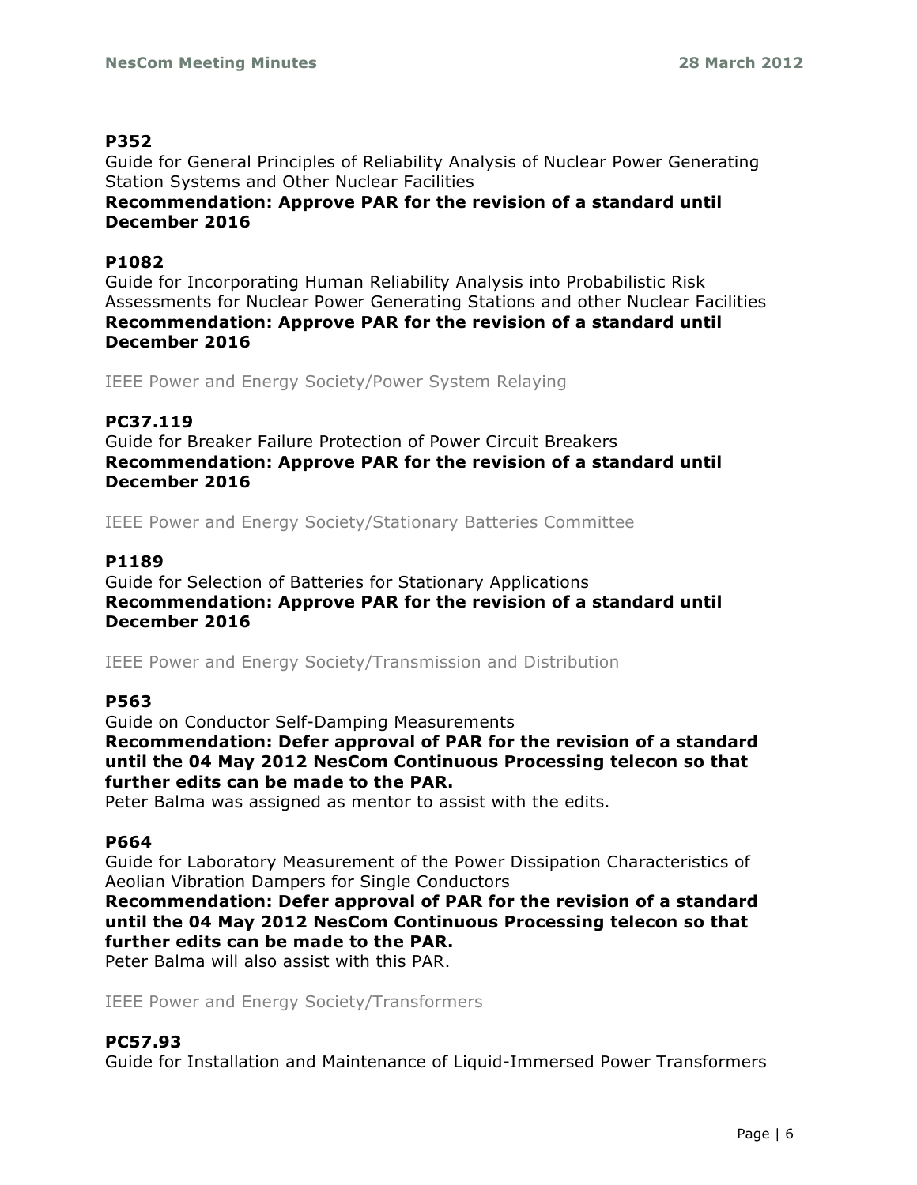**P352**

Guide for General Principles of Reliability Analysis of Nuclear Power Generating Station Systems and Other Nuclear Facilities

**Recommendation: Approve PAR for the revision of a standard until December 2016**

**P1082**

Guide for Incorporating Human Reliability Analysis into Probabilistic Risk Assessments for Nuclear Power Generating Stations and other Nuclear Facilities

**Recommendation: Approve PAR for the revision of a standard until December 2016**

IEEE Power and Energy Society/Power System Relaying

**PC37.119**

Guide for Breaker Failure Protection of Power Circuit Breakers

**Recommendation: Approve PAR for the revision of a standard until December 2016**

IEEE Power and Energy Society/Stationary Batteries Committee

**P1189**

Guide for Selection of Batteries for Stationary Applications

**Recommendation: Approve PAR for the revision of a standard until December 2016**

IEEE Power and Energy Society/Transmission and Distribution

**P563**

Guide on Conductor Self-Damping Measurements

**Recommendation: Defer approval of PAR for the revision of a standard until the 04 May 2012 NesCom Continuous Processing telecon so that further edits can be made to the PAR.**

Peter Balma was assigned as mentor to assist with the edits.

**P664**

Guide for Laboratory Measurement of the Power Dissipation Characteristics of Aeolian Vibration Dampers for Single Conductors

**Recommendation: Defer approval of PAR for the revision of a standard until the 04 May 2012 NesCom Continuous Processing telecon so that further edits can be made to the PAR.**

Peter Balma will also assist with this PAR.

IEEE Power and Energy Society/Transformers

**PC57.93**

Guide for Installation and Maintenance of Liquid-Immersed Power Transformers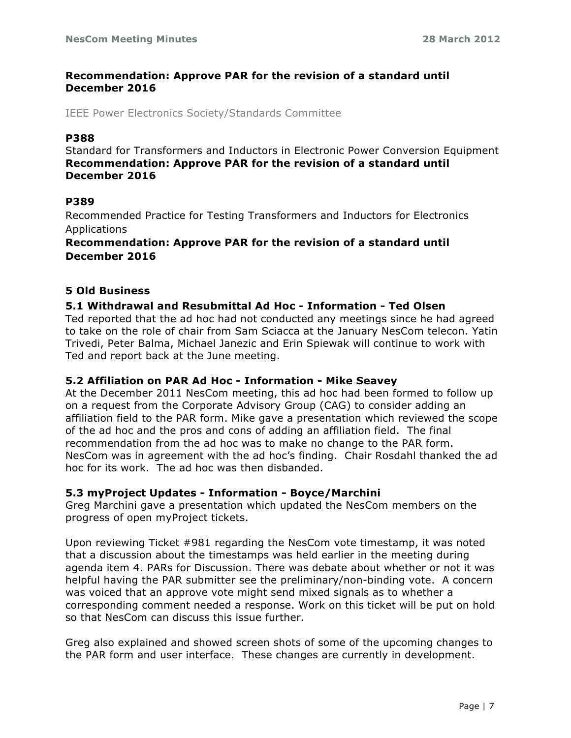**Recommendation: Approve PAR for the revision of a standard until December 2016**

IEEE Power Electronics Society/Standards Committee

**P388**

Standard for Transformers and Inductors in Electronic Power Conversion Equipment

**Recommendation: Approve PAR for the revision of a standard until December 2016**

**P389**

Recommended Practice for Testing Transformers and Inductors for Electronics Applications

**Recommendation: Approve PAR for the revision of a standard until December 2016**

## 5 Old Business

### 5.1 Withdrawal and Resubmittal Ad Hoc - Information - Ted Olsen

Ted reported that the ad hoc had not conducted any meetings since he had agreed to take on the role of chair from Sam Sciacca at the January NesCom telecon. Yatin Trivedi, Peter Balma, Michael Janezic and Erin Spiewak will continue to work with Ted and report back at the June meeting.

### 5.2 Affiliation on PAR Ad Hoc - Information - Mike Seavey

At the December 2011 NesCom meeting, this ad hoc had been formed to follow up on a request from the Corporate Advisory Group (CAG) to consider adding an affiliation field to the PAR form. Mike gave a presentation which reviewed the scope of the ad hoc and the pros and cons of adding an affiliation field. The final recommendation from the ad hoc was to make no change to the PAR form. NesCom was in agreement with the ad hoc's finding. Chair Rosdahl thanked the ad hoc for its work. The ad hoc was then disbanded.

### 5.3 myProject Updates - Information - Boyce/Marchini

Greg Marchini gave a presentation which updated the NesCom members on the progress of open myProject tickets.

Upon reviewing Ticket #981 regarding the NesCom vote timestamp, it was noted that a discussion about the timestamps was held earlier in the meeting during agenda item 4. PARs for Discussion. There was debate about whether or not it was helpful having the PAR submitter see the preliminary/non-binding vote. A concern was voiced that an approve vote might send mixed signals as to whether a corresponding comment needed a response. Work on this ticket will be put on hold so that NesCom can discuss this issue further.

Greg also explained and showed screen shots of some of the upcoming changes to the PAR form and user interface. These changes are currently in development.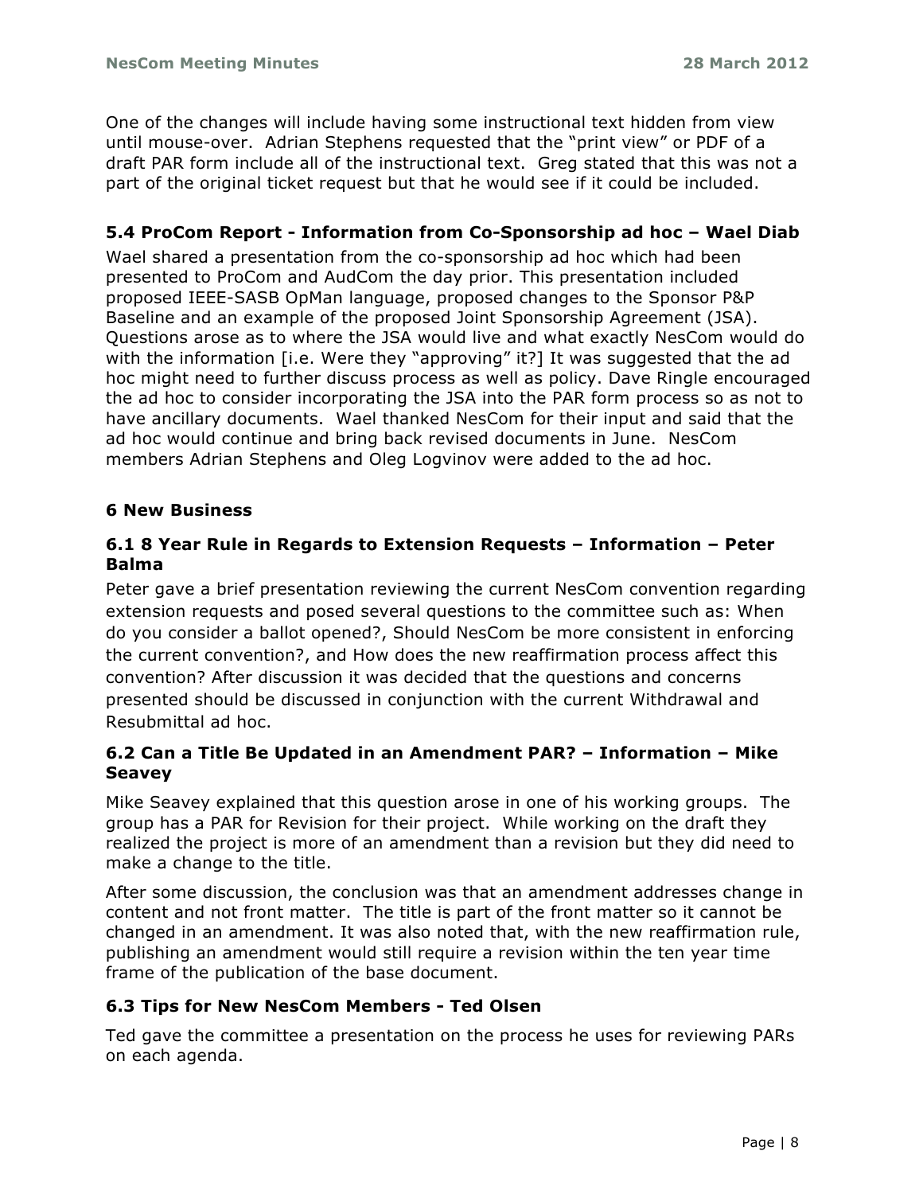One of the changes will include having some instructional text hidden from view until mouse-over. Adrian Stephens requested that the "print view" or PDF of a draft PAR form include all of the instructional text. Greg stated that this was not a part of the original ticket request but that he would see if it could be included.

### 5.4 ProCom Report - Information from Co-Sponsorship ad hoc – Wael Diab

Wael shared a presentation from the co-sponsorship ad hoc which had been presented to ProCom and AudCom the day prior. This presentation included proposed IEEE-SASB OpMan language, proposed changes to the Sponsor P&P Baseline and an example of the proposed Joint Sponsorship Agreement (JSA). Questions arose as to where the JSA would live and what exactly NesCom would do with the information [i.e. Were they "approving" it?] It was suggested that the ad hoc might need to further discuss process as well as policy. Dave Ringle encouraged the ad hoc to consider incorporating the JSA into the PAR form process so as not to have ancillary documents. Wael thanked NesCom for their input and said that the ad hoc would continue and bring back revised documents in June. NesCom members Adrian Stephens and Oleg Logvinov were added to the ad hoc.

## 6 New Business

### 6.1 8 Year Rule in Regards to Extension Requests – Information – Peter Balma

Peter gave a brief presentation reviewing the current NesCom convention regarding extension requests and posed several questions to the committee such as: When do you consider a ballot opened?, Should NesCom be more consistent in enforcing the current convention?, and How does the new reaffirmation process affect this convention? After discussion it was decided that the questions and concerns presented should be discussed in conjunction with the current Withdrawal and Resubmittal ad hoc.

### 6.2 Can a Title Be Updated in an Amendment PAR? – Information – Mike Seavey

Mike Seavey explained that this question arose in one of his working groups. The group has a PAR for Revision for their project. While working on the draft they realized the project is more of an amendment than a revision but they did need to make a change to the title.

After some discussion, the conclusion was that an amendment addresses change in content and not front matter. The title is part of the front matter so it cannot be changed in an amendment. It was also noted that, with the new reaffirmation rule, publishing an amendment would still require a revision within the ten year time frame of the publication of the base document.

### 6.3 Tips for New NesCom Members - Ted Olsen

Ted gave the committee a presentation on the process he uses for reviewing PARs on each agenda.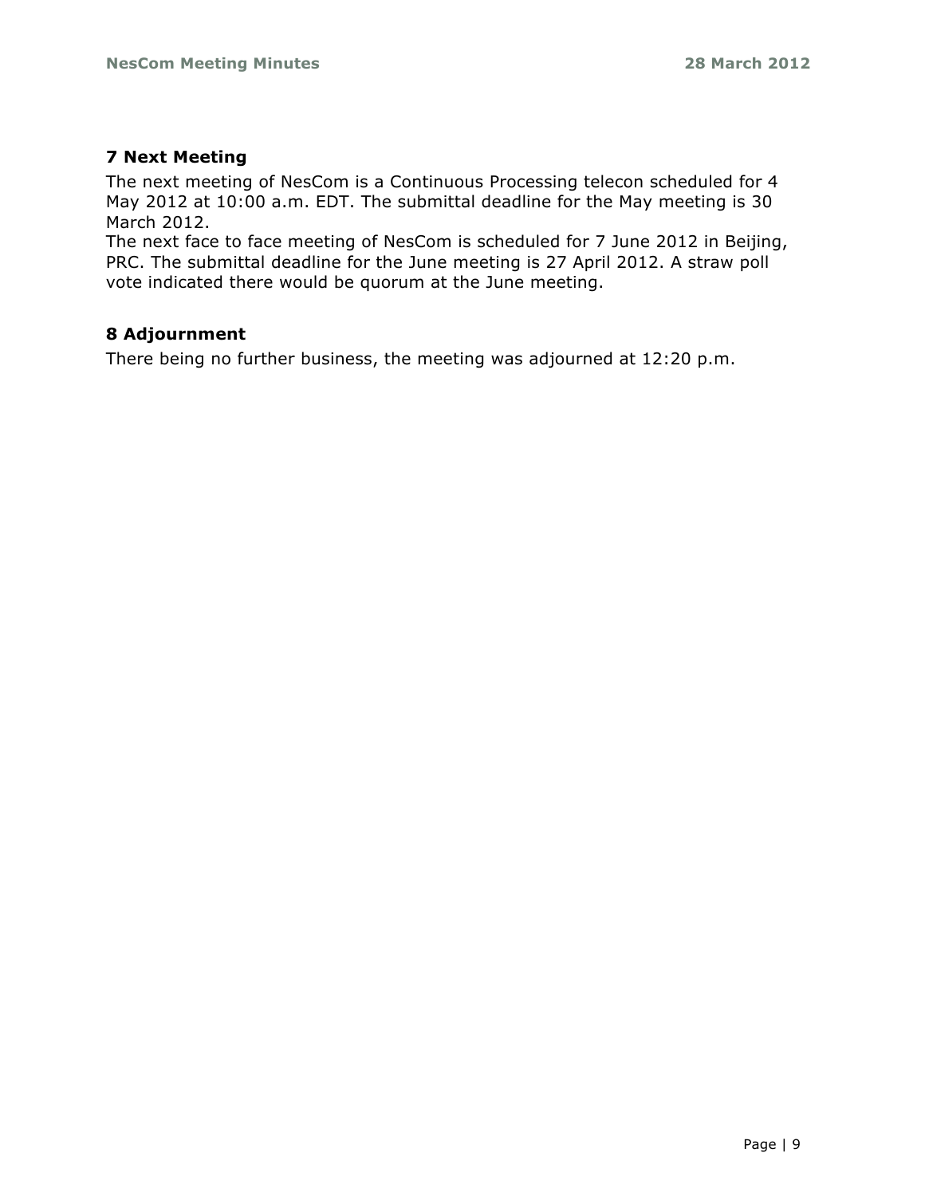## 7 Next Meeting

The next meeting of NesCom is a Continuous Processing telecon scheduled for 4 May 2012 at 10:00 a.m. EDT. The submittal deadline for the May meeting is 30 March 2012.
The next face to face meeting of NesCom is scheduled for 7 June 2012 in Beijing, PRC. The submittal deadline for the June meeting is 27 April 2012. A straw poll vote indicated there would be quorum at the June meeting.

## 8 Adjournment

There being no further business, the meeting was adjourned at 12:20 p.m.